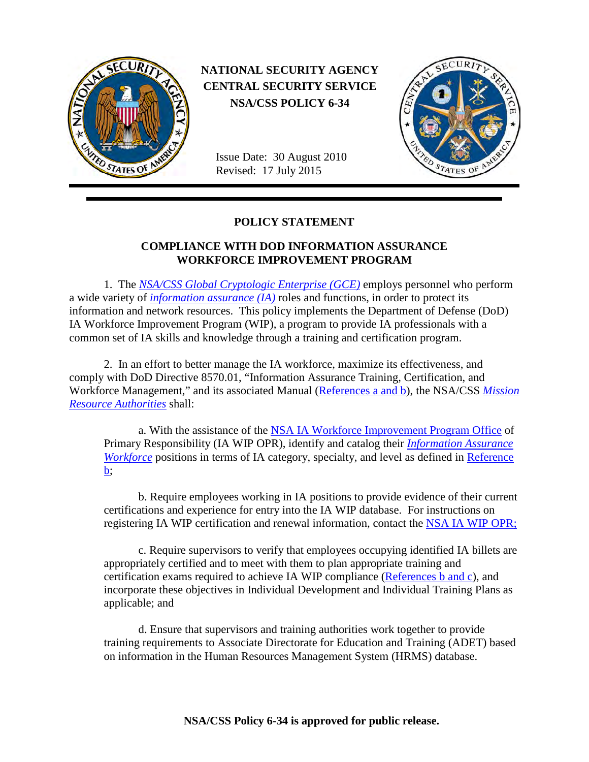**NATIONAL SECURITY AGENCY**
**CENTRAL SECURITY SERVICE**
**NSA/CSS POLICY 6-34**

Issue Date: 30 August 2010
Revised: 17 July 2015

## POLICY STATEMENT

## COMPLIANCE WITH DOD INFORMATION ASSURANCE WORKFORCE IMPROVEMENT PROGRAM

1. The *NSA/CSS Global Cryptologic Enterprise (GCE)* employs personnel who perform a wide variety of *information assurance (IA)* roles and functions, in order to protect its information and network resources. This policy implements the Department of Defense (DoD) IA Workforce Improvement Program (WIP), a program to provide IA professionals with a common set of IA skills and knowledge through a training and certification program.

2. In an effort to better manage the IA workforce, maximize its effectiveness, and comply with DoD Directive 8570.01, "Information Assurance Training, Certification, and Workforce Management," and its associated Manual (References a and b), the NSA/CSS *Mission Resource Authorities* shall:

a. With the assistance of the NSA IA Workforce Improvement Program Office of Primary Responsibility (IA WIP OPR), identify and catalog their *Information Assurance Workforce* positions in terms of IA category, specialty, and level as defined in Reference b;

b. Require employees working in IA positions to provide evidence of their current certifications and experience for entry into the IA WIP database. For instructions on registering IA WIP certification and renewal information, contact the NSA IA WIP OPR;

c. Require supervisors to verify that employees occupying identified IA billets are appropriately certified and to meet with them to plan appropriate training and certification exams required to achieve IA WIP compliance (References b and c), and incorporate these objectives in Individual Development and Individual Training Plans as applicable; and

d. Ensure that supervisors and training authorities work together to provide training requirements to Associate Directorate for Education and Training (ADET) based on information in the Human Resources Management System (HRMS) database.

**NSA/CSS Policy 6-34 is approved for public release.**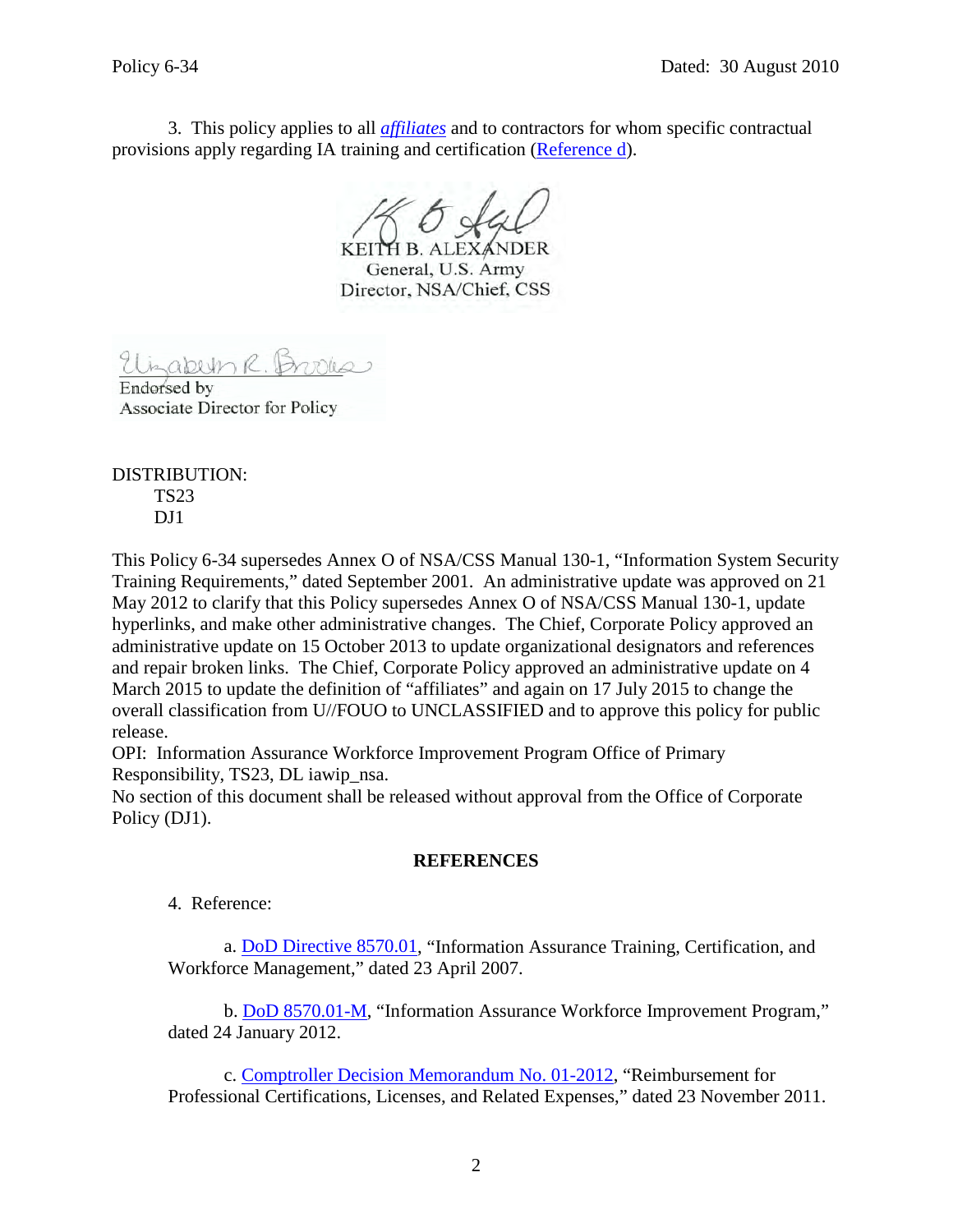3. This policy applies to all *affiliates* and to contractors for whom specific contractual provisions apply regarding IA training and certification (Reference d).

KEITH B. ALEXANDER
General, U.S. Army
Director, NSA/Chief, CSS

Endorsed by
Associate Director for Policy

DISTRIBUTION:
TS23
DJ1

This Policy 6-34 supersedes Annex O of NSA/CSS Manual 130-1, "Information System Security Training Requirements," dated September 2001. An administrative update was approved on 21 May 2012 to clarify that this Policy supersedes Annex O of NSA/CSS Manual 130-1, update hyperlinks, and make other administrative changes. The Chief, Corporate Policy approved an administrative update on 15 October 2013 to update organizational designators and references and repair broken links. The Chief, Corporate Policy approved an administrative update on 4 March 2015 to update the definition of "affiliates" and again on 17 July 2015 to change the overall classification from U//FOUO to UNCLASSIFIED and to approve this policy for public release.
OPI: Information Assurance Workforce Improvement Program Office of Primary Responsibility, TS23, DL iawip_nsa.
No section of this document shall be released without approval from the Office of Corporate Policy (DJ1).

## REFERENCES

4. Reference:

a. DoD Directive 8570.01, "Information Assurance Training, Certification, and Workforce Management," dated 23 April 2007.

b. DoD 8570.01-M, "Information Assurance Workforce Improvement Program," dated 24 January 2012.

c. Comptroller Decision Memorandum No. 01-2012, "Reimbursement for Professional Certifications, Licenses, and Related Expenses," dated 23 November 2011.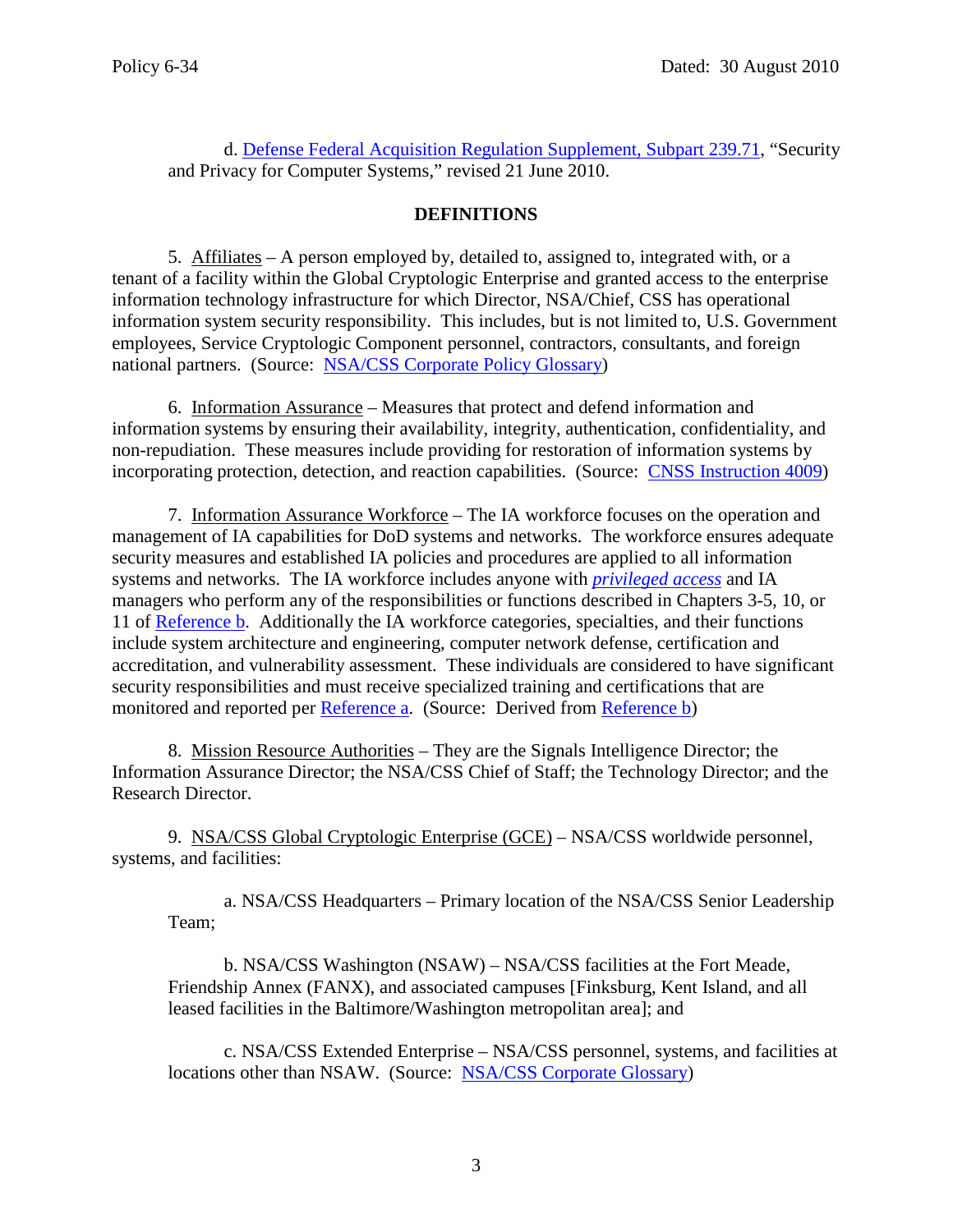d. Defense Federal Acquisition Regulation Supplement, Subpart 239.71, "Security and Privacy for Computer Systems," revised 21 June 2010.

## DEFINITIONS

5. Affiliates – A person employed by, detailed to, assigned to, integrated with, or a tenant of a facility within the Global Cryptologic Enterprise and granted access to the enterprise information technology infrastructure for which Director, NSA/Chief, CSS has operational information system security responsibility. This includes, but is not limited to, U.S. Government employees, Service Cryptologic Component personnel, contractors, consultants, and foreign national partners. (Source: NSA/CSS Corporate Policy Glossary)

6. Information Assurance – Measures that protect and defend information and information systems by ensuring their availability, integrity, authentication, confidentiality, and non-repudiation. These measures include providing for restoration of information systems by incorporating protection, detection, and reaction capabilities. (Source: CNSS Instruction 4009)

7. Information Assurance Workforce – The IA workforce focuses on the operation and management of IA capabilities for DoD systems and networks. The workforce ensures adequate security measures and established IA policies and procedures are applied to all information systems and networks. The IA workforce includes anyone with ***privileged access*** and IA managers who perform any of the responsibilities or functions described in Chapters 3-5, 10, or 11 of Reference b. Additionally the IA workforce categories, specialties, and their functions include system architecture and engineering, computer network defense, certification and accreditation, and vulnerability assessment. These individuals are considered to have significant security responsibilities and must receive specialized training and certifications that are monitored and reported per Reference a. (Source: Derived from Reference b)

8. Mission Resource Authorities – They are the Signals Intelligence Director; the Information Assurance Director; the NSA/CSS Chief of Staff; the Technology Director; and the Research Director.

9. NSA/CSS Global Cryptologic Enterprise (GCE) – NSA/CSS worldwide personnel, systems, and facilities:

a. NSA/CSS Headquarters – Primary location of the NSA/CSS Senior Leadership Team;

b. NSA/CSS Washington (NSAW) – NSA/CSS facilities at the Fort Meade, Friendship Annex (FANX), and associated campuses [Finksburg, Kent Island, and all leased facilities in the Baltimore/Washington metropolitan area]; and

c. NSA/CSS Extended Enterprise – NSA/CSS personnel, systems, and facilities at locations other than NSAW. (Source: NSA/CSS Corporate Glossary)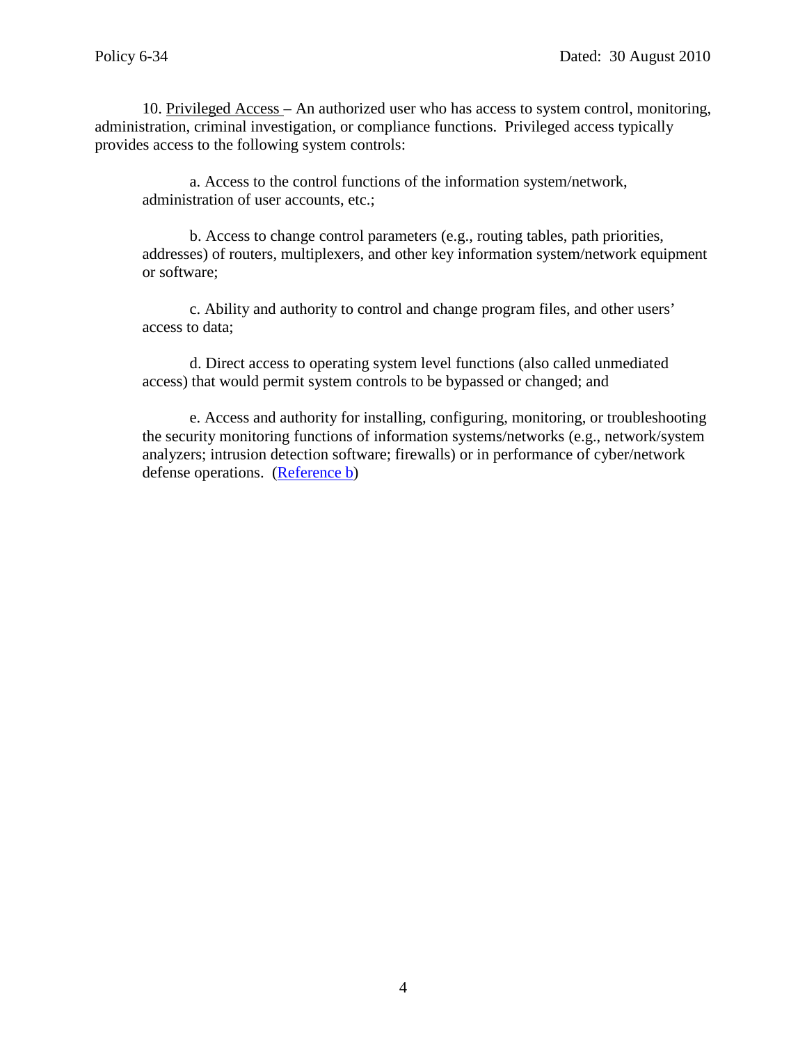10. Privileged Access – An authorized user who has access to system control, monitoring, administration, criminal investigation, or compliance functions. Privileged access typically provides access to the following system controls:

a. Access to the control functions of the information system/network, administration of user accounts, etc.;

b. Access to change control parameters (e.g., routing tables, path priorities, addresses) of routers, multiplexers, and other key information system/network equipment or software;

c. Ability and authority to control and change program files, and other users' access to data;

d. Direct access to operating system level functions (also called unmediated access) that would permit system controls to be bypassed or changed; and

e. Access and authority for installing, configuring, monitoring, or troubleshooting the security monitoring functions of information systems/networks (e.g., network/system analyzers; intrusion detection software; firewalls) or in performance of cyber/network defense operations. (Reference b)